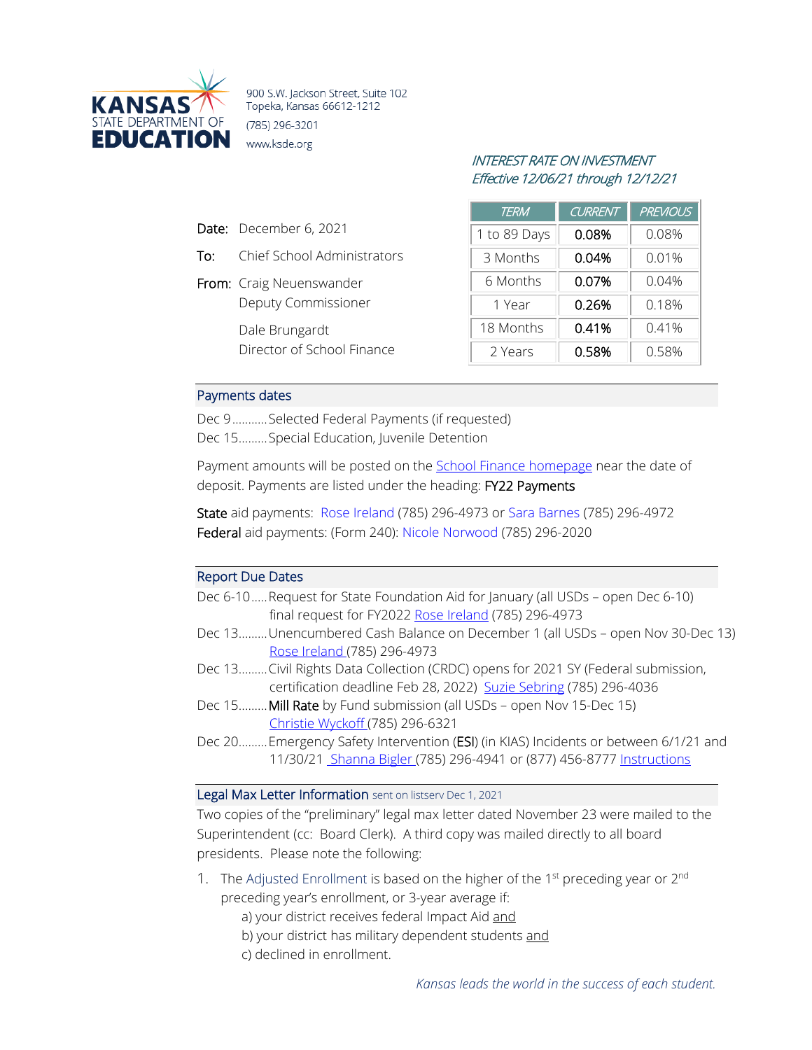KANSAS STATE DEPARTMENT OF EDUCATION

900 S.W. Jackson Street, Suite 102
Topeka, Kansas 66612-1212
(785) 296-3201
www.ksde.org

*INTEREST RATE ON INVESTMENT*
*Effective 12/06/21 through 12/12/21*

| TERM | CURRENT | PREVIOUS |
|---|---|---|
| 1 to 89 Days | 0.08% | 0.08% |
| 3 Months | 0.04% | 0.01% |
| 6 Months | 0.07% | 0.04% |
| 1 Year | 0.26% | 0.18% |
| 18 Months | 0.41% | 0.41% |
| 2 Years | 0.58% | 0.58% |

Date: December 6, 2021

To: Chief School Administrators

From: Craig Neuenswander
Deputy Commissioner

Dale Brungardt
Director of School Finance

## Payments dates

Dec 9...........Selected Federal Payments (if requested)
Dec 15.........Special Education, Juvenile Detention

Payment amounts will be posted on the School Finance homepage near the date of deposit. Payments are listed under the heading: FY22 Payments

State aid payments: Rose Ireland (785) 296-4973 or Sara Barnes (785) 296-4972
Federal aid payments: (Form 240): Nicole Norwood (785) 296-2020

## Report Due Dates

Dec 6-10.....Request for State Foundation Aid for January (all USDs – open Dec 6-10) final request for FY2022 Rose Ireland (785) 296-4973
Dec 13.........Unencumbered Cash Balance on December 1 (all USDs – open Nov 30-Dec 13) Rose Ireland (785) 296-4973
Dec 13.........Civil Rights Data Collection (CRDC) opens for 2021 SY (Federal submission, certification deadline Feb 28, 2022) Suzie Sebring (785) 296-4036
Dec 15.........Mill Rate by Fund submission (all USDs – open Nov 15-Dec 15) Christie Wyckoff (785) 296-6321
Dec 20.........Emergency Safety Intervention (ESI) (in KIAS) Incidents or between 6/1/21 and 11/30/21 Shanna Bigler (785) 296-4941 or (877) 456-8777 Instructions

## Legal Max Letter Information sent on listserv Dec 1, 2021

Two copies of the "preliminary" legal max letter dated November 23 were mailed to the Superintendent (cc: Board Clerk). A third copy was mailed directly to all board presidents. Please note the following:

1. The Adjusted Enrollment is based on the higher of the 1st preceding year or 2nd preceding year's enrollment, or 3-year average if:
   a) your district receives federal Impact Aid and
   b) your district has military dependent students and
   c) declined in enrollment.

*Kansas leads the world in the success of each student.*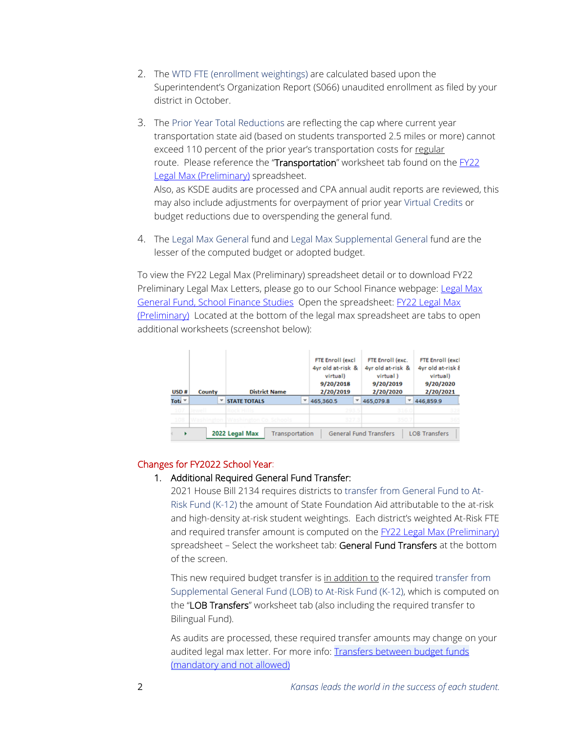2. The WTD FTE (enrollment weightings) are calculated based upon the Superintendent's Organization Report (S066) unaudited enrollment as filed by your district in October.

3. The Prior Year Total Reductions are reflecting the cap where current year transportation state aid (based on students transported 2.5 miles or more) cannot exceed 110 percent of the prior year's transportation costs for regular route. Please reference the "**Transportation**" worksheet tab found on the [FY22 Legal Max (Preliminary)]() spreadsheet.
   Also, as KSDE audits are processed and CPA annual audit reports are reviewed, this may also include adjustments for overpayment of prior year Virtual Credits or budget reductions due to overspending the general fund.

4. The Legal Max General fund and Legal Max Supplemental General fund are the lesser of the computed budget or adopted budget.

To view the FY22 Legal Max (Preliminary) spreadsheet detail or to download FY22 Preliminary Legal Max Letters, please go to our School Finance webpage: [Legal Max General Fund, School Finance Studies]() Open the spreadsheet: [FY22 Legal Max (Preliminary)]() Located at the bottom of the legal max spreadsheet are tabs to open additional worksheets (screenshot below):

| USD # | County | District Name | FTE Enroll (excl 4yr old at-risk & virtual) 9/20/2018 2/20/2019 | FTE Enroll (exc. 4yr old at-risk & virtual ) 9/20/2019 2/20/2020 | FTE Enroll (excl 4yr old at-risk & virtual) 9/20/2020 2/20/2021 |
|---|---|---|---|---|---|
| Tot |  | STATE TOTALS | 465,360.5 | 465,079.8 | 446,859.9 |

2022 Legal Max | Transportation | General Fund Transfers | LOB Transfers

Changes for FY2022 School Year:

1. Additional Required General Fund Transfer:
   2021 House Bill 2134 requires districts to transfer from General Fund to At-Risk Fund (K-12) the amount of State Foundation Aid attributable to the at-risk and high-density at-risk student weightings. Each district's weighted At-Risk FTE and required transfer amount is computed on the [FY22 Legal Max (Preliminary)]() spreadsheet – Select the worksheet tab: **General Fund Transfers** at the bottom of the screen.

   This new required budget transfer is in addition to the required transfer from Supplemental General Fund (LOB) to At-Risk Fund (K-12), which is computed on the "**LOB Transfers**" worksheet tab (also including the required transfer to Bilingual Fund).

   As audits are processed, these required transfer amounts may change on your audited legal max letter. For more info: [Transfers between budget funds (mandatory and not allowed)]()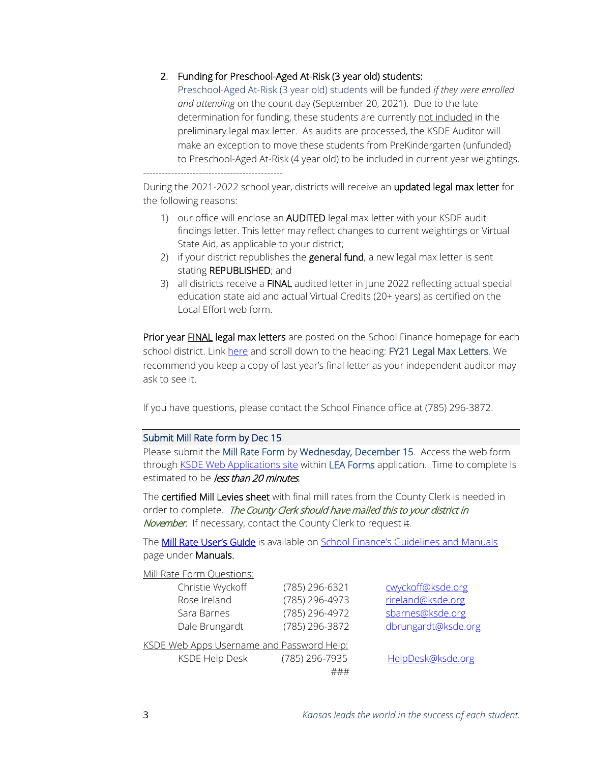2. Funding for Preschool-Aged At-Risk (3 year old) students:
   Preschool-Aged At-Risk (3 year old) students will be funded *if they were enrolled and attending* on the count day (September 20, 2021). Due to the late determination for funding, these students are currently not included in the preliminary legal max letter. As audits are processed, the KSDE Auditor will make an exception to move these students from PreKindergarten (unfunded) to Preschool-Aged At-Risk (4 year old) to be included in current year weightings.

---------------------------------------------

During the 2021-2022 school year, districts will receive an **updated legal max letter** for the following reasons:

1) our office will enclose an **AUDITED** legal max letter with your KSDE audit findings letter. This letter may reflect changes to current weightings or Virtual State Aid, as applicable to your district;
2) if your district republishes the **general fund**, a new legal max letter is sent stating **REPUBLISHED**; and
3) all districts receive a **FINAL** audited letter in June 2022 reflecting actual special education state aid and actual Virtual Credits (20+ years) as certified on the Local Effort web form.

**Prior year FINAL legal max letters** are posted on the School Finance homepage for each school district. Link here and scroll down to the heading: FY21 Legal Max Letters. We recommend you keep a copy of last year's final letter as your independent auditor may ask to see it.

If you have questions, please contact the School Finance office at (785) 296-3872.

## Submit Mill Rate form by Dec 15

Please submit the Mill Rate Form by Wednesday, December 15. Access the web form through KSDE Web Applications site within LEA Forms application. Time to complete is estimated to be *less than 20 minutes*.

The **certified Mill Levies sheet** with final mill rates from the County Clerk is needed in order to complete. *The County Clerk should have mailed this to your district in November*. If necessary, contact the County Clerk to request ~~it~~.

The **Mill Rate User's Guide** is available on School Finance's Guidelines and Manuals page under **Manuals.**

Mill Rate Form Questions:

| | | |
|---|---|---|
| Christie Wyckoff | (785) 296-6321 | cwyckoff@ksde.org |
| Rose Ireland | (785) 296-4973 | rireland@ksde.org |
| Sara Barnes | (785) 296-4972 | sbarnes@ksde.org |
| Dale Brungardt | (785) 296-3872 | dbrungardt@ksde.org |

KSDE Web Apps Username and Password Help:

| | | |
|---|---|---|
| KSDE Help Desk | (785) 296-7935 | HelpDesk@ksde.org |

###

*Kansas leads the world in the success of each student.*